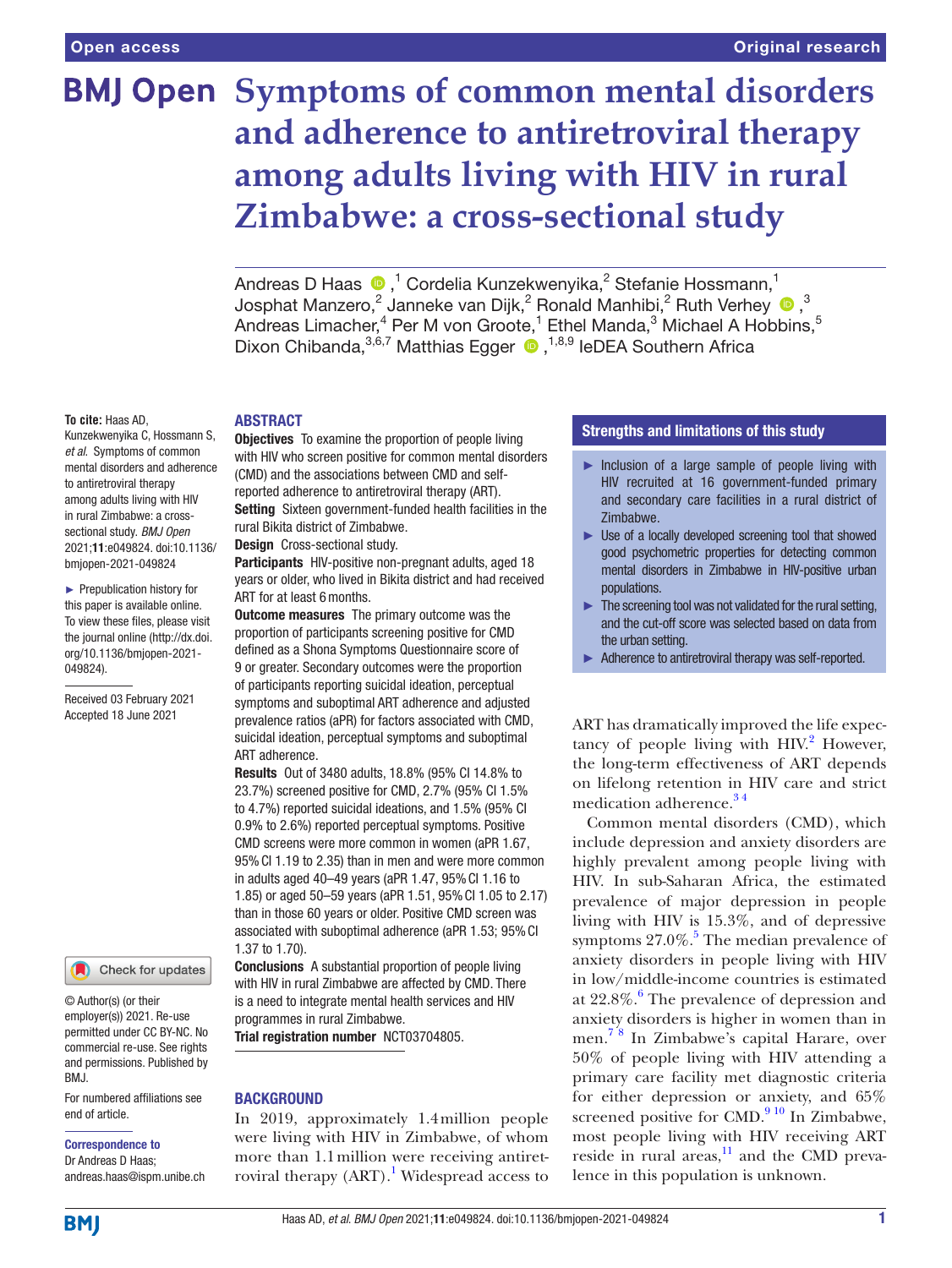Open access

Original research

# Symptoms of common mental disorders and adherence to antiretroviral therapy among adults living with HIV in rural Zimbabwe: a cross-sectional study

Andreas D Haas [1], Cordelia Kunzekwenyika [2], Stefanie Hossmann [1], Josphat Manzero [2], Janneke van Dijk [2], Ronald Manhibi [2], Ruth Verhey [3], Andreas Limacher [4], Per M von Groote [1], Ethel Manda [3], Michael A Hobbins [5], Dixon Chibanda [3,6,7], Matthias Egger [1,8,9], IeDEA Southern Africa

**To cite:** Haas AD, Kunzekwenyika C, Hossmann S, *et al*. Symptoms of common mental disorders and adherence to antiretroviral therapy among adults living with HIV in rural Zimbabwe: a cross-sectional study. *BMJ Open* 2021;**11**:e049824. doi:10.1136/bmjopen-2021-049824

► Prepublication history for this paper is available online. To view these files, please visit the journal online (http://dx.doi.org/10.1136/bmjopen-2021-049824).

Received 03 February 2021
Accepted 18 June 2021

© Author(s) (or their employer(s)) 2021. Re-use permitted under CC BY-NC. No commercial re-use. See rights and permissions. Published by BMJ.

For numbered affiliations see end of article.

**Correspondence to**
Dr Andreas D Haas; andreas.haas@ispm.unibe.ch

## ABSTRACT

**Objectives** To examine the proportion of people living with HIV who screen positive for common mental disorders (CMD) and the associations between CMD and self-reported adherence to antiretroviral therapy (ART).

**Setting** Sixteen government-funded health facilities in the rural Bikita district of Zimbabwe.

**Design** Cross-sectional study.

**Participants** HIV-positive non-pregnant adults, aged 18 years or older, who lived in Bikita district and had received ART for at least 6 months.

**Outcome measures** The primary outcome was the proportion of participants screening positive for CMD defined as a Shona Symptoms Questionnaire score of 9 or greater. Secondary outcomes were the proportion of participants reporting suicidal ideation, perceptual symptoms and suboptimal ART adherence and adjusted prevalence ratios (aPR) for factors associated with CMD, suicidal ideation, perceptual symptoms and suboptimal ART adherence.

**Results** Out of 3480 adults, 18.8% (95% CI 14.8% to 23.7%) screened positive for CMD, 2.7% (95% CI 1.5% to 4.7%) reported suicidal ideations, and 1.5% (95% CI 0.9% to 2.6%) reported perceptual symptoms. Positive CMD screens were more common in women (aPR 1.67, 95% CI 1.19 to 2.35) than in men and were more common in adults aged 40–49 years (aPR 1.47, 95% CI 1.16 to 1.85) or aged 50–59 years (aPR 1.51, 95% CI 1.05 to 2.17) than in those 60 years or older. Positive CMD screen was associated with suboptimal adherence (aPR 1.53; 95% CI 1.37 to 1.70).

**Conclusions** A substantial proportion of people living with HIV in rural Zimbabwe are affected by CMD. There is a need to integrate mental health services and HIV programmes in rural Zimbabwe.

**Trial registration number** NCT03704805.

### Strengths and limitations of this study

- Inclusion of a large sample of people living with HIV recruited at 16 government-funded primary and secondary care facilities in a rural district of Zimbabwe.
- Use of a locally developed screening tool that showed good psychometric properties for detecting common mental disorders in Zimbabwe in HIV-positive urban populations.
- The screening tool was not validated for the rural setting, and the cut-off score was selected based on data from the urban setting.
- Adherence to antiretroviral therapy was self-reported.

## BACKGROUND

In 2019, approximately 1.4 million people were living with HIV in Zimbabwe, of whom more than 1.1 million were receiving antiretroviral therapy (ART).[1] Widespread access to ART has dramatically improved the life expectancy of people living with HIV.[2] However, the long-term effectiveness of ART depends on lifelong retention in HIV care and strict medication adherence.[3,4]

Common mental disorders (CMD), which include depression and anxiety disorders are highly prevalent among people living with HIV. In sub-Saharan Africa, the estimated prevalence of major depression in people living with HIV is 15.3%, and of depressive symptoms 27.0%.[5] The median prevalence of anxiety disorders in people living with HIV in low/middle-income countries is estimated at 22.8%.[6] The prevalence of depression and anxiety disorders is higher in women than in men.[7,8] In Zimbabwe's capital Harare, over 50% of people living with HIV attending a primary care facility met diagnostic criteria for either depression or anxiety, and 65% screened positive for CMD.[9,10] In Zimbabwe, most people living with HIV receiving ART reside in rural areas,[11] and the CMD prevalence in this population is unknown.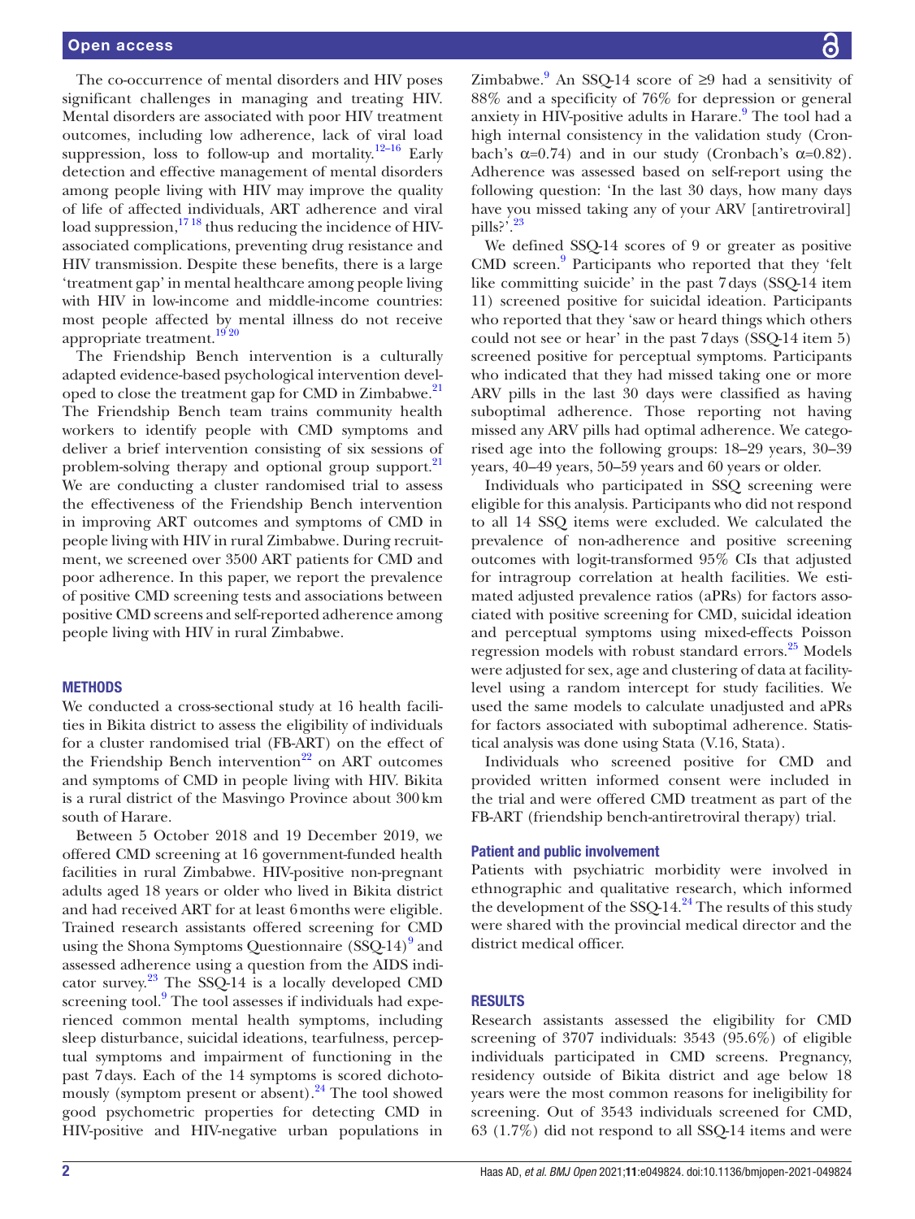The co-occurrence of mental disorders and HIV poses significant challenges in managing and treating HIV. Mental disorders are associated with poor HIV treatment outcomes, including low adherence, lack of viral load suppression, loss to follow-up and mortality.[12–16] Early detection and effective management of mental disorders among people living with HIV may improve the quality of life of affected individuals, ART adherence and viral load suppression,[17 18] thus reducing the incidence of HIV-associated complications, preventing drug resistance and HIV transmission. Despite these benefits, there is a large 'treatment gap' in mental healthcare among people living with HIV in low-income and middle-income countries: most people affected by mental illness do not receive appropriate treatment.[19 20]

The Friendship Bench intervention is a culturally adapted evidence-based psychological intervention developed to close the treatment gap for CMD in Zimbabwe.[21] The Friendship Bench team trains community health workers to identify people with CMD symptoms and deliver a brief intervention consisting of six sessions of problem-solving therapy and optional group support.[21] We are conducting a cluster randomised trial to assess the effectiveness of the Friendship Bench intervention in improving ART outcomes and symptoms of CMD in people living with HIV in rural Zimbabwe. During recruitment, we screened over 3500 ART patients for CMD and poor adherence. In this paper, we report the prevalence of positive CMD screening tests and associations between positive CMD screens and self-reported adherence among people living with HIV in rural Zimbabwe.

## METHODS

We conducted a cross-sectional study at 16 health facilities in Bikita district to assess the eligibility of individuals for a cluster randomised trial (FB-ART) on the effect of the Friendship Bench intervention[22] on ART outcomes and symptoms of CMD in people living with HIV. Bikita is a rural district of the Masvingo Province about 300 km south of Harare.

Between 5 October 2018 and 19 December 2019, we offered CMD screening at 16 government-funded health facilities in rural Zimbabwe. HIV-positive non-pregnant adults aged 18 years or older who lived in Bikita district and had received ART for at least 6 months were eligible. Trained research assistants offered screening for CMD using the Shona Symptoms Questionnaire (SSQ-14)[9] and assessed adherence using a question from the AIDS indicator survey.[23] The SSQ-14 is a locally developed CMD screening tool.[9] The tool assesses if individuals had experienced common mental health symptoms, including sleep disturbance, suicidal ideations, tearfulness, perceptual symptoms and impairment of functioning in the past 7 days. Each of the 14 symptoms is scored dichotomously (symptom present or absent).[24] The tool showed good psychometric properties for detecting CMD in HIV-positive and HIV-negative urban populations in Zimbabwe.[9] An SSQ-14 score of ≥9 had a sensitivity of 88% and a specificity of 76% for depression or general anxiety in HIV-positive adults in Harare.[9] The tool had a high internal consistency in the validation study (Cronbach's $\alpha$=0.74) and in our study (Cronbach's $\alpha$=0.82). Adherence was assessed based on self-report using the following question: 'In the last 30 days, how many days have you missed taking any of your ARV [antiretroviral] pills?'.[23]

We defined SSQ-14 scores of 9 or greater as positive CMD screen.[9] Participants who reported that they 'felt like committing suicide' in the past 7 days (SSQ-14 item 11) screened positive for suicidal ideation. Participants who reported that they 'saw or heard things which others could not see or hear' in the past 7 days (SSQ-14 item 5) screened positive for perceptual symptoms. Participants who indicated that they had missed taking one or more ARV pills in the last 30 days were classified as having suboptimal adherence. Those reporting not having missed any ARV pills had optimal adherence. We categorised age into the following groups: 18–29 years, 30–39 years, 40–49 years, 50–59 years and 60 years or older.

Individuals who participated in SSQ screening were eligible for this analysis. Participants who did not respond to all 14 SSQ items were excluded. We calculated the prevalence of non-adherence and positive screening outcomes with logit-transformed 95% CIs that adjusted for intragroup correlation at health facilities. We estimated adjusted prevalence ratios (aPRs) for factors associated with positive screening for CMD, suicidal ideation and perceptual symptoms using mixed-effects Poisson regression models with robust standard errors.[25] Models were adjusted for sex, age and clustering of data at facility-level using a random intercept for study facilities. We used the same models to calculate unadjusted and aPRs for factors associated with suboptimal adherence. Statistical analysis was done using Stata (V.16, Stata).

Individuals who screened positive for CMD and provided written informed consent were included in the trial and were offered CMD treatment as part of the FB-ART (friendship bench-antiretroviral therapy) trial.

### Patient and public involvement

Patients with psychiatric morbidity were involved in ethnographic and qualitative research, which informed the development of the SSQ-14.[24] The results of this study were shared with the provincial medical director and the district medical officer.

## RESULTS

Research assistants assessed the eligibility for CMD screening of 3707 individuals: 3543 (95.6%) of eligible individuals participated in CMD screens. Pregnancy, residency outside of Bikita district and age below 18 years were the most common reasons for ineligibility for screening. Out of 3543 individuals screened for CMD, 63 (1.7%) did not respond to all SSQ-14 items and were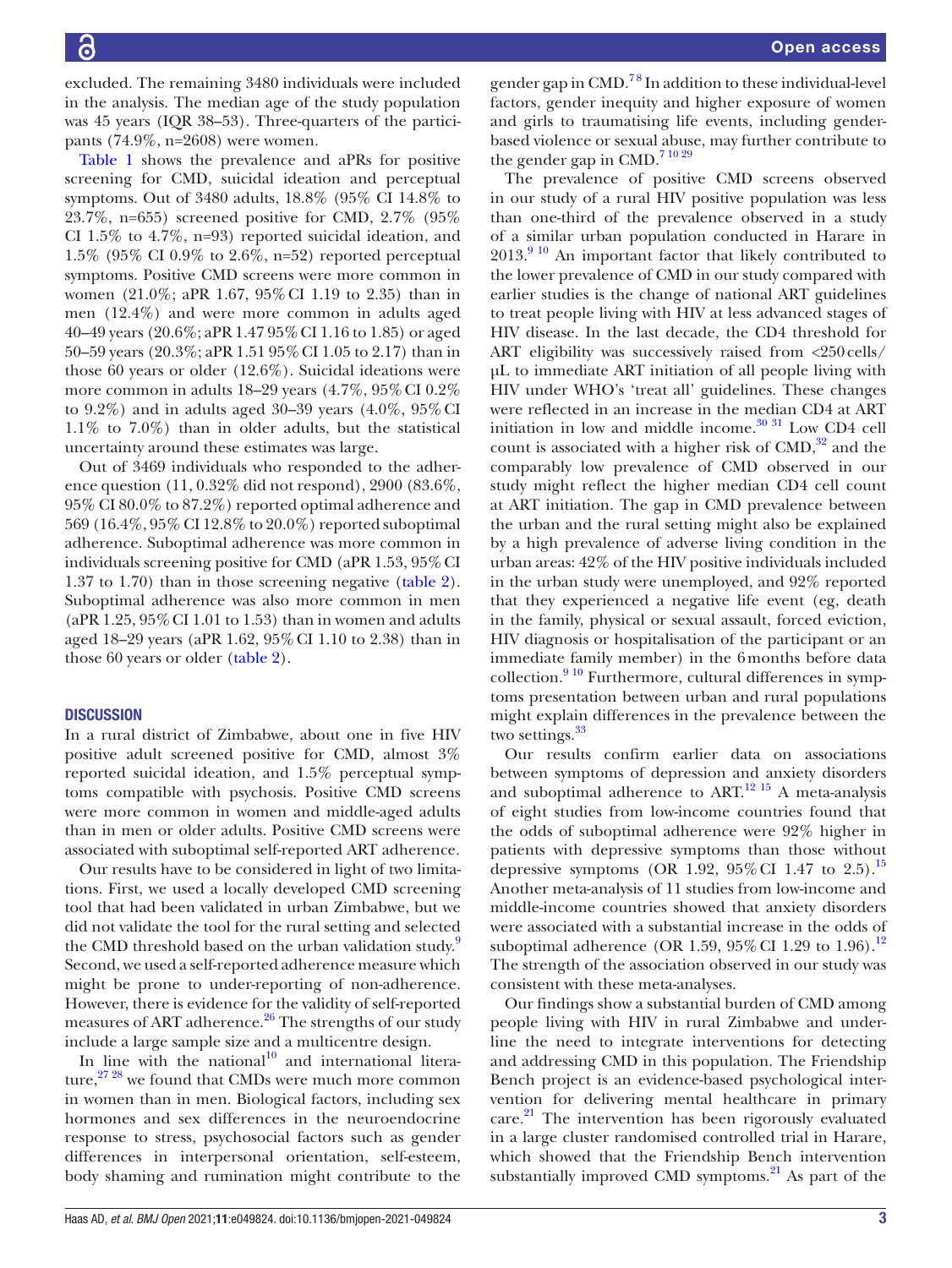excluded. The remaining 3480 individuals were included in the analysis. The median age of the study population was 45 years (IQR 38–53). Three-quarters of the participants (74.9%, n=2608) were women.

Table 1 shows the prevalence and aPRs for positive screening for CMD, suicidal ideation and perceptual symptoms. Out of 3480 adults, 18.8% (95% CI 14.8% to 23.7%, n=655) screened positive for CMD, 2.7% (95% CI 1.5% to 4.7%, n=93) reported suicidal ideation, and 1.5% (95% CI 0.9% to 2.6%, n=52) reported perceptual symptoms. Positive CMD screens were more common in women (21.0%; aPR 1.67, 95% CI 1.19 to 2.35) than in men (12.4%) and were more common in adults aged 40–49 years (20.6%; aPR 1.47 95% CI 1.16 to 1.85) or aged 50–59 years (20.3%; aPR 1.51 95% CI 1.05 to 2.17) than in those 60 years or older (12.6%). Suicidal ideations were more common in adults 18–29 years (4.7%, 95% CI 0.2% to 9.2%) and in adults aged 30–39 years (4.0%, 95% CI 1.1% to 7.0%) than in older adults, but the statistical uncertainty around these estimates was large.

Out of 3469 individuals who responded to the adherence question (11, 0.32% did not respond), 2900 (83.6%, 95% CI 80.0% to 87.2%) reported optimal adherence and 569 (16.4%, 95% CI 12.8% to 20.0%) reported suboptimal adherence. Suboptimal adherence was more common in individuals screening positive for CMD (aPR 1.53, 95% CI 1.37 to 1.70) than in those screening negative (table 2). Suboptimal adherence was also more common in men (aPR 1.25, 95% CI 1.01 to 1.53) than in women and adults aged 18–29 years (aPR 1.62, 95% CI 1.10 to 2.38) than in those 60 years or older (table 2).

## DISCUSSION

In a rural district of Zimbabwe, about one in five HIV positive adult screened positive for CMD, almost 3% reported suicidal ideation, and 1.5% perceptual symptoms compatible with psychosis. Positive CMD screens were more common in women and middle-aged adults than in men or older adults. Positive CMD screens were associated with suboptimal self-reported ART adherence.

Our results have to be considered in light of two limitations. First, we used a locally developed CMD screening tool that had been validated in urban Zimbabwe, but we did not validate the tool for the rural setting and selected the CMD threshold based on the urban validation study.[9] Second, we used a self-reported adherence measure which might be prone to under-reporting of non-adherence. However, there is evidence for the validity of self-reported measures of ART adherence.[26] The strengths of our study include a large sample size and a multicentre design.

In line with the national[10] and international literature,[27 28] we found that CMDs were much more common in women than in men. Biological factors, including sex hormones and sex differences in the neuroendocrine response to stress, psychosocial factors such as gender differences in interpersonal orientation, self-esteem, body shaming and rumination might contribute to the gender gap in CMD.[7 8] In addition to these individual-level factors, gender inequity and higher exposure of women and girls to traumatising life events, including gender-based violence or sexual abuse, may further contribute to the gender gap in CMD.[7 10 29]

The prevalence of positive CMD screens observed in our study of a rural HIV positive population was less than one-third of the prevalence observed in a study of a similar urban population conducted in Harare in 2013.[9 10] An important factor that likely contributed to the lower prevalence of CMD in our study compared with earlier studies is the change of national ART guidelines to treat people living with HIV at less advanced stages of HIV disease. In the last decade, the CD4 threshold for ART eligibility was successively raised from <250 cells/µL to immediate ART initiation of all people living with HIV under WHO's 'treat all' guidelines. These changes were reflected in an increase in the median CD4 at ART initiation in low and middle income.[30 31] Low CD4 cell count is associated with a higher risk of CMD,[32] and the comparably low prevalence of CMD observed in our study might reflect the higher median CD4 cell count at ART initiation. The gap in CMD prevalence between the urban and the rural setting might also be explained by a high prevalence of adverse living condition in the urban areas: 42% of the HIV positive individuals included in the urban study were unemployed, and 92% reported that they experienced a negative life event (eg, death in the family, physical or sexual assault, forced eviction, HIV diagnosis or hospitalisation of the participant or an immediate family member) in the 6 months before data collection.[9 10] Furthermore, cultural differences in symptoms presentation between urban and rural populations might explain differences in the prevalence between the two settings.[33]

Our results confirm earlier data on associations between symptoms of depression and anxiety disorders and suboptimal adherence to ART.[12 15] A meta-analysis of eight studies from low-income countries found that the odds of suboptimal adherence were 92% higher in patients with depressive symptoms than those without depressive symptoms (OR 1.92, 95% CI 1.47 to 2.5).[15] Another meta-analysis of 11 studies from low-income and middle-income countries showed that anxiety disorders were associated with a substantial increase in the odds of suboptimal adherence (OR 1.59, 95% CI 1.29 to 1.96).[12] The strength of the association observed in our study was consistent with these meta-analyses.

Our findings show a substantial burden of CMD among people living with HIV in rural Zimbabwe and underline the need to integrate interventions for detecting and addressing CMD in this population. The Friendship Bench project is an evidence-based psychological intervention for delivering mental healthcare in primary care.[21] The intervention has been rigorously evaluated in a large cluster randomised controlled trial in Harare, which showed that the Friendship Bench intervention substantially improved CMD symptoms.[21] As part of the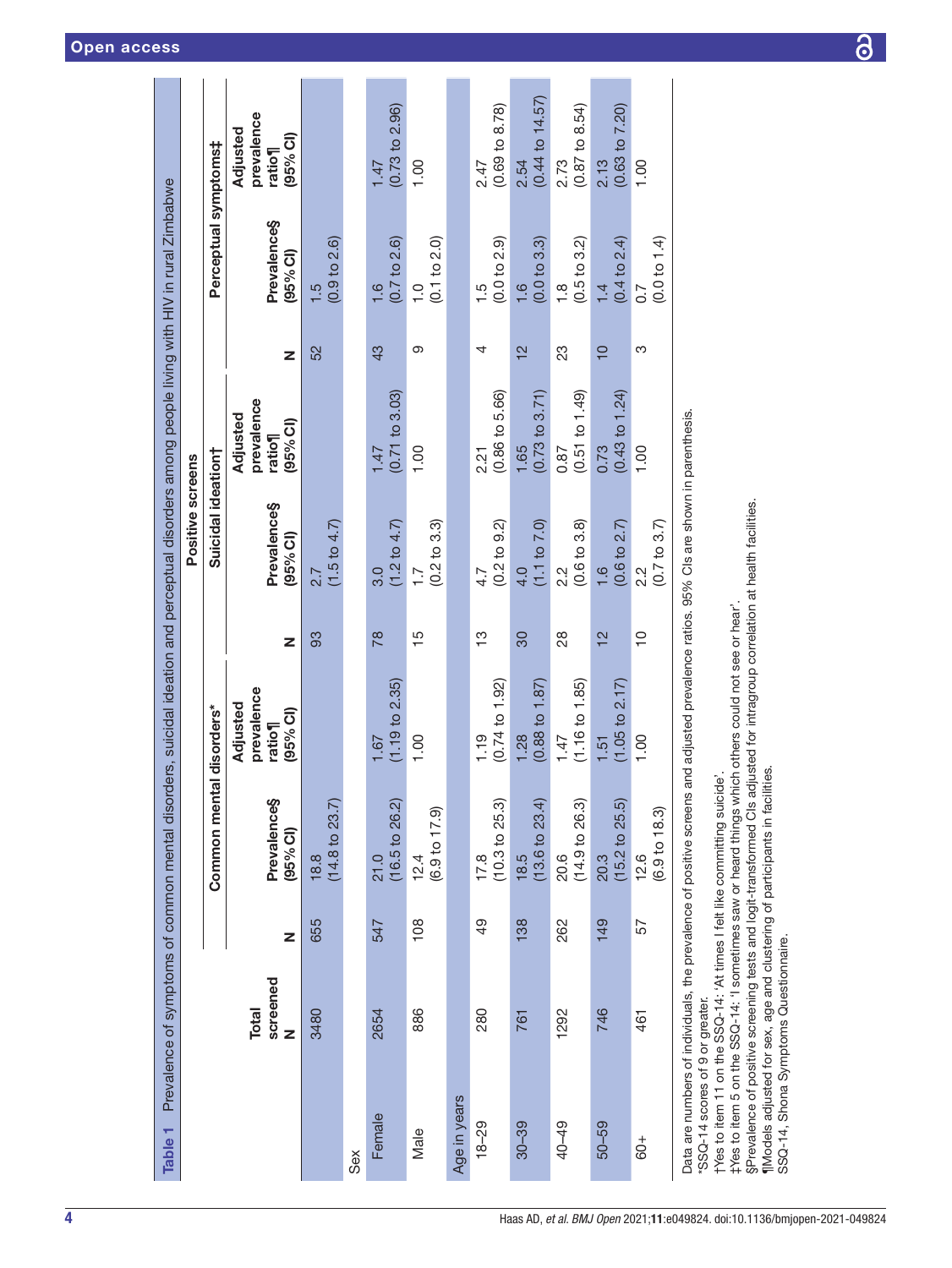**Table 1** Prevalence of symptoms of common mental disorders, suicidal ideation and perceptual disorders among people living with HIV in rural Zimbabwe

| | Total screened | Positive screens | | | | | | | | |
|---|---|---|---|---|---|---|---|---|---|---|
| | | Common mental disorders* | | | Suicidal ideation† | | | Perceptual symptoms‡ | | |
| | N | N | Prevalence§ (95% CI) | Adjusted prevalence ratio¶ (95% CI) | N | Prevalence§ (95% CI) | Adjusted prevalence ratio¶ (95% CI) | N | Prevalence§ (95% CI) | Adjusted prevalence ratio¶ (95% CI) |
| | 3480 | 655 | 18.8 (14.8 to 23.7) | | 93 | 2.7 (1.5 to 4.7) | | 52 | 1.5 (0.9 to 2.6) | |
| **Sex** | | | | | | | | | | |
| Female | 2654 | 547 | 21.0 (16.5 to 26.2) | 1.67 (1.19 to 2.35) | 78 | 3.0 (1.2 to 4.7) | 1.47 (0.71 to 3.03) | 43 | 1.6 (0.7 to 2.6) | 1.47 (0.73 to 2.96) |
| Male | 886 | 108 | 12.4 (6.9 to 17.9) | 1.00 | 15 | 1.7 (0.2 to 3.3) | 1.00 | 9 | 1.0 (0.1 to 2.0) | 1.00 |
| **Age in years** | | | | | | | | | | |
| 18–29 | 280 | 49 | 17.8 (10.3 to 25.3) | 1.19 (0.74 to 1.92) | 13 | 4.7 (0.2 to 9.2) | 2.21 (0.86 to 5.66) | 4 | 1.5 (0.0 to 2.9) | 2.47 (0.69 to 8.78) |
| 30–39 | 761 | 138 | 18.5 (13.6 to 23.4) | 1.28 (0.88 to 1.87) | 30 | 4.0 (1.1 to 7.0) | 1.65 (0.73 to 3.71) | 12 | 1.6 (0.0 to 3.3) | 2.54 (0.44 to 14.57) |
| 40–49 | 1292 | 262 | 20.6 (14.9 to 26.3) | 1.47 (1.16 to 1.85) | 28 | 2.2 (0.6 to 3.8) | 0.87 (0.51 to 1.49) | 23 | 1.8 (0.5 to 3.2) | 2.73 (0.87 to 8.54) |
| 50–59 | 746 | 149 | 20.3 (15.2 to 25.5) | 1.51 (1.05 to 2.17) | 12 | 1.6 (0.6 to 2.7) | 0.73 (0.43 to 1.24) | 10 | 1.4 (0.4 to 2.4) | 2.13 (0.63 to 7.20) |
| 60+ | 461 | 57 | 12.6 (6.9 to 18.3) | 1.00 | 10 | 2.2 (0.7 to 3.7) | 1.00 | 3 | 0.7 (0.0 to 1.4) | 1.00 |

Data are numbers of individuals, the prevalence of positive screens and adjusted prevalence ratios. 95% CIs are shown in parenthesis.
*SSQ-14 scores of 9 or greater.
†Yes to item 11 on the SSQ-14: 'At times I felt like committing suicide'.
‡Yes to item 5 on the SSQ-14: 'I sometimes saw or heard things which others could not see or hear'.
§Prevalence of positive screening tests and logit-transformed CIs adjusted for intragroup correlation at health facilities.
¶Models adjusted for sex, age and clustering of participants in facilities.
SSQ-14, Shona Symptoms Questionnaire.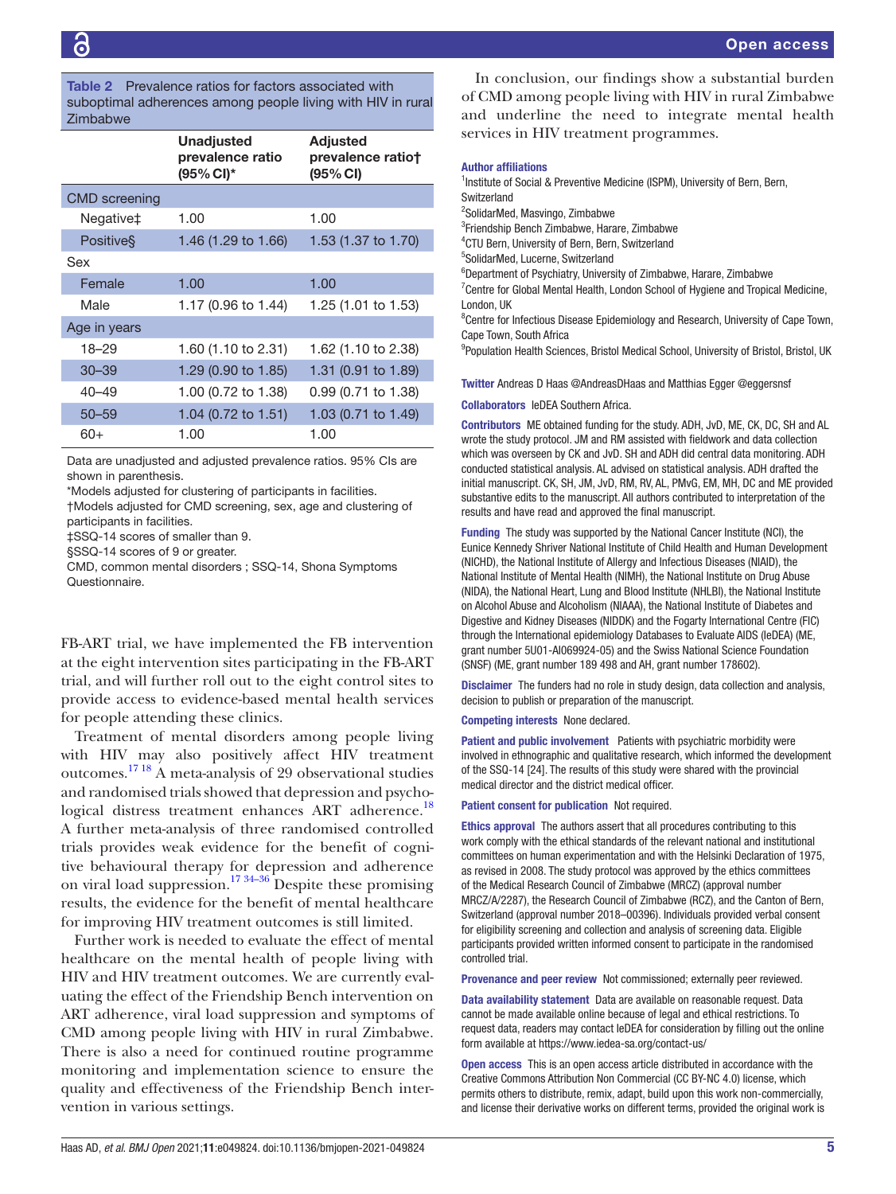**Table 2** Prevalence ratios for factors associated with suboptimal adherences among people living with HIV in rural Zimbabwe

| | Unadjusted prevalence ratio (95% CI)* | Adjusted prevalence ratio† (95% CI) |
|---|---|---|
| CMD screening | | |
| Negative‡ | 1.00 | 1.00 |
| Positive§ | 1.46 (1.29 to 1.66) | 1.53 (1.37 to 1.70) |
| Sex | | |
| Female | 1.00 | 1.00 |
| Male | 1.17 (0.96 to 1.44) | 1.25 (1.01 to 1.53) |
| Age in years | | |
| 18–29 | 1.60 (1.10 to 2.31) | 1.62 (1.10 to 2.38) |
| 30–39 | 1.29 (0.90 to 1.85) | 1.31 (0.91 to 1.89) |
| 40–49 | 1.00 (0.72 to 1.38) | 0.99 (0.71 to 1.38) |
| 50–59 | 1.04 (0.72 to 1.51) | 1.03 (0.71 to 1.49) |
| 60+ | 1.00 | 1.00 |

Data are unadjusted and adjusted prevalence ratios. 95% CIs are shown in parenthesis.
*Models adjusted for clustering of participants in facilities.
†Models adjusted for CMD screening, sex, age and clustering of participants in facilities.
‡SSQ-14 scores of smaller than 9.
§SSQ-14 scores of 9 or greater.
CMD, common mental disorders ; SSQ-14, Shona Symptoms Questionnaire.

FB-ART trial, we have implemented the FB intervention at the eight intervention sites participating in the FB-ART trial, and will further roll out to the eight control sites to provide access to evidence-based mental health services for people attending these clinics.

Treatment of mental disorders among people living with HIV may also positively affect HIV treatment outcomes.[17,18] A meta-analysis of 29 observational studies and randomised trials showed that depression and psychological distress treatment enhances ART adherence.[18] A further meta-analysis of three randomised controlled trials provides weak evidence for the benefit of cognitive behavioural therapy for depression and adherence on viral load suppression.[17,34–36] Despite these promising results, the evidence for the benefit of mental healthcare for improving HIV treatment outcomes is still limited.

Further work is needed to evaluate the effect of mental healthcare on the mental health of people living with HIV and HIV treatment outcomes. We are currently evaluating the effect of the Friendship Bench intervention on ART adherence, viral load suppression and symptoms of CMD among people living with HIV in rural Zimbabwe. There is also a need for continued routine programme monitoring and implementation science to ensure the quality and effectiveness of the Friendship Bench intervention in various settings.

In conclusion, our findings show a substantial burden of CMD among people living with HIV in rural Zimbabwe and underline the need to integrate mental health services in HIV treatment programmes.

**Author affiliations**
[1]Institute of Social & Preventive Medicine (ISPM), University of Bern, Bern, Switzerland
[2]SolidarMed, Masvingo, Zimbabwe
[3]Friendship Bench Zimbabwe, Harare, Zimbabwe
[4]CTU Bern, University of Bern, Bern, Switzerland
[5]SolidarMed, Lucerne, Switzerland
[6]Department of Psychiatry, University of Zimbabwe, Harare, Zimbabwe
[7]Centre for Global Mental Health, London School of Hygiene and Tropical Medicine, London, UK
[8]Centre for Infectious Disease Epidemiology and Research, University of Cape Town, Cape Town, South Africa
[9]Population Health Sciences, Bristol Medical School, University of Bristol, Bristol, UK

**Twitter** Andreas D Haas @AndreasDHaas and Matthias Egger @eggersnsf

**Collaborators** IeDEA Southern Africa.

**Contributors** ME obtained funding for the study. ADH, JvD, ME, CK, DC, SH and AL wrote the study protocol. JM and RM assisted with fieldwork and data collection which was overseen by CK and JvD. SH and ADH did central data monitoring. ADH conducted statistical analysis. AL advised on statistical analysis. ADH drafted the initial manuscript. CK, SH, JM, JvD, RM, RV, AL, PMvG, EM, MH, DC and ME provided substantive edits to the manuscript. All authors contributed to interpretation of the results and have read and approved the final manuscript.

**Funding** The study was supported by the National Cancer Institute (NCI), the Eunice Kennedy Shriver National Institute of Child Health and Human Development (NICHD), the National Institute of Allergy and Infectious Diseases (NIAID), the National Institute of Mental Health (NIMH), the National Institute on Drug Abuse (NIDA), the National Heart, Lung and Blood Institute (NHLBI), the National Institute on Alcohol Abuse and Alcoholism (NIAAA), the National Institute of Diabetes and Digestive and Kidney Diseases (NIDDK) and the Fogarty International Centre (FIC) through the International epidemiology Databases to Evaluate AIDS (IeDEA) (ME, grant number 5U01-AI069924-05) and the Swiss National Science Foundation (SNSF) (ME, grant number 189 498 and AH, grant number 178602).

**Disclaimer** The funders had no role in study design, data collection and analysis, decision to publish or preparation of the manuscript.

**Competing interests** None declared.

**Patient and public involvement** Patients with psychiatric morbidity were involved in ethnographic and qualitative research, which informed the development of the SSQ-14 [24]. The results of this study were shared with the provincial medical director and the district medical officer.

**Patient consent for publication** Not required.

**Ethics approval** The authors assert that all procedures contributing to this work comply with the ethical standards of the relevant national and institutional committees on human experimentation and with the Helsinki Declaration of 1975, as revised in 2008. The study protocol was approved by the ethics committees of the Medical Research Council of Zimbabwe (MRCZ) (approval number MRCZ/A/2287), the Research Council of Zimbabwe (RCZ), and the Canton of Bern, Switzerland (approval number 2018–00396). Individuals provided verbal consent for eligibility screening and collection and analysis of screening data. Eligible participants provided written informed consent to participate in the randomised controlled trial.

**Provenance and peer review** Not commissioned; externally peer reviewed.

**Data availability statement** Data are available on reasonable request. Data cannot be made available online because of legal and ethical restrictions. To request data, readers may contact IeDEA for consideration by filling out the online form available at https://www.iedea-sa.org/contact-us/

**Open access** This is an open access article distributed in accordance with the Creative Commons Attribution Non Commercial (CC BY-NC 4.0) license, which permits others to distribute, remix, adapt, build upon this work non-commercially, and license their derivative works on different terms, provided the original work is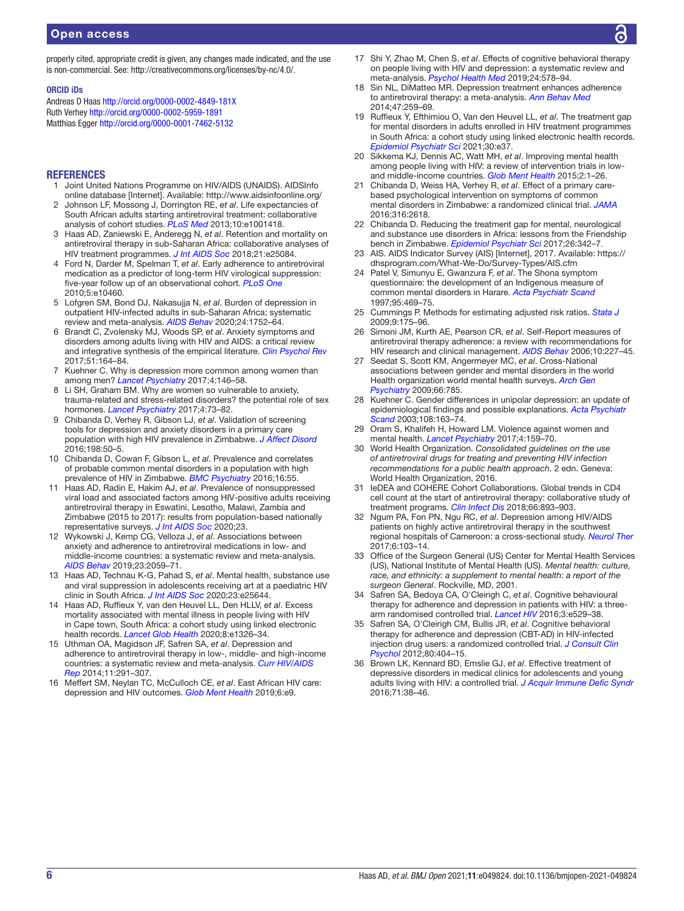properly cited, appropriate credit is given, any changes made indicated, and the use is non-commercial. See: http://creativecommons.org/licenses/by-nc/4.0/.

### ORCID iDs

Andreas D Haas http://orcid.org/0000-0002-4849-181X
Ruth Verhey http://orcid.org/0000-0002-5959-1891
Matthias Egger http://orcid.org/0000-0001-7462-5132

## REFERENCES

1. Joint United Nations Programme on HIV/AIDS (UNAIDS). AIDSInfo online database [Internet]. Available: http://www.aidsinfoonline.org/
2. Johnson LF, Mossong J, Dorrington RE, *et al*. Life expectancies of South African adults starting antiretroviral treatment: collaborative analysis of cohort studies. *PLoS Med* 2013;10:e1001418.
3. Haas AD, Zaniewski E, Anderegg N, *et al*. Retention and mortality on antiretroviral therapy in sub-Saharan Africa: collaborative analyses of HIV treatment programmes. *J Int AIDS Soc* 2018;21:e25084.
4. Ford N, Darder M, Spelman T, *et al*. Early adherence to antiretroviral medication as a predictor of long-term HIV virological suppression: five-year follow up of an observational cohort. *PLoS One* 2010;5:e10460.
5. Lofgren SM, Bond DJ, Nakasujja N, *et al*. Burden of depression in outpatient HIV-infected adults in sub-Saharan Africa; systematic review and meta-analysis. *AIDS Behav* 2020;24:1752–64.
6. Brandt C, Zvolensky MJ, Woods SP, *et al*. Anxiety symptoms and disorders among adults living with HIV and AIDS: a critical review and integrative synthesis of the empirical literature. *Clin Psychol Rev* 2017;51:164–84.
7. Kuehner C. Why is depression more common among women than among men? *Lancet Psychiatry* 2017;4:146–58.
8. Li SH, Graham BM. Why are women so vulnerable to anxiety, trauma-related and stress-related disorders? the potential role of sex hormones. *Lancet Psychiatry* 2017;4:73–82.
9. Chibanda D, Verhey R, Gibson LJ, *et al*. Validation of screening tools for depression and anxiety disorders in a primary care population with high HIV prevalence in Zimbabwe. *J Affect Disord* 2016;198:50–5.
10. Chibanda D, Cowan F, Gibson L, *et al*. Prevalence and correlates of probable common mental disorders in a population with high prevalence of HIV in Zimbabwe. *BMC Psychiatry* 2016;16:55.
11. Haas AD, Radin E, Hakim AJ, *et al*. Prevalence of nonsuppressed viral load and associated factors among HIV-positive adults receiving antiretroviral therapy in Eswatini, Lesotho, Malawi, Zambia and Zimbabwe (2015 to 2017): results from population-based nationally representative surveys. *J Int AIDS Soc* 2020;23.
12. Wykowski J, Kemp CG, Velloza J, *et al*. Associations between anxiety and adherence to antiretroviral medications in low- and middle-income countries: a systematic review and meta-analysis. *AIDS Behav* 2019;23:2059–71.
13. Haas AD, Technau K-G, Pahad S, *et al*. Mental health, substance use and viral suppression in adolescents receiving art at a paediatric HIV clinic in South Africa. *J Int AIDS Soc* 2020;23:e25644.
14. Haas AD, Ruffieux Y, van den Heuvel LL, Den HLLV, *et al*. Excess mortality associated with mental illness in people living with HIV in Cape town, South Africa: a cohort study using linked electronic health records. *Lancet Glob Health* 2020;8:e1326–34.
15. Uthman OA, Magidson JF, Safren SA, *et al*. Depression and adherence to antiretroviral therapy in low-, middle- and high-income countries: a systematic review and meta-analysis. *Curr HIV/AIDS Rep* 2014;11:291–307.
16. Meffert SM, Neylan TC, McCulloch CE, *et al*. East African HIV care: depression and HIV outcomes. *Glob Ment Health* 2019;6:e9.
17. Shi Y, Zhao M, Chen S, *et al*. Effects of cognitive behavioral therapy on people living with HIV and depression: a systematic review and meta-analysis. *Psychol Health Med* 2019;24:578–94.
18. Sin NL, DiMatteo MR. Depression treatment enhances adherence to antiretroviral therapy: a meta-analysis. *Ann Behav Med* 2014;47:259–69.
19. Ruffieux Y, Efthimiou O, Van den Heuvel LL, *et al*. The treatment gap for mental disorders in adults enrolled in HIV treatment programmes in South Africa: a cohort study using linked electronic health records. *Epidemiol Psychiatr Sci* 2021;30:e37.
20. Sikkema KJ, Dennis AC, Watt MH, *et al*. Improving mental health among people living with HIV: a review of intervention trials in low- and middle-income countries. *Glob Ment Health* 2015;2:1–26.
21. Chibanda D, Weiss HA, Verhey R, *et al*. Effect of a primary care-based psychological intervention on symptoms of common mental disorders in Zimbabwe: a randomized clinical trial. *JAMA* 2016;316:2618.
22. Chibanda D. Reducing the treatment gap for mental, neurological and substance use disorders in Africa: lessons from the Friendship bench in Zimbabwe. *Epidemiol Psychiatr Sci* 2017;26:342–7.
23. AIS. AIDS Indicator Survey (AIS) [Internet], 2017. Available: https://dhsprogram.com/What-We-Do/Survey-Types/AIS.cfm
24. Patel V, Simunyu E, Gwanzura F, *et al*. The Shona symptom questionnaire: the development of an Indigenous measure of common mental disorders in Harare. *Acta Psychiatr Scand* 1997;95:469–75.
25. Cummings P. Methods for estimating adjusted risk ratios. *Stata J* 2009;9:175–96.
26. Simoni JM, Kurth AE, Pearson CR, *et al*. Self-Report measures of antiretroviral therapy adherence: a review with recommendations for HIV research and clinical management. *AIDS Behav* 2006;10:227–45.
27. Seedat S, Scott KM, Angermeyer MC, *et al*. Cross-National associations between gender and mental disorders in the world Health organization world mental health surveys. *Arch Gen Psychiatry* 2009;66:785.
28. Kuehner C. Gender differences in unipolar depression: an update of epidemiological findings and possible explanations. *Acta Psychiatr Scand* 2003;108:163–74.
29. Oram S, Khalifeh H, Howard LM. Violence against women and mental health. *Lancet Psychiatry* 2017;4:159–70.
30. World Health Organization. *Consolidated guidelines on the use of antiretroviral drugs for treating and preventing HIV infection recommendations for a public health approach*. 2 edn. Geneva: World Health Organization, 2016.
31. IeDEA and COHERE Cohort Collaborations. Global trends in CD4 cell count at the start of antiretroviral therapy: collaborative study of treatment programs. *Clin Infect Dis* 2018;66:893–903.
32. Ngum PA, Fon PN, Ngu RC, *et al*. Depression among HIV/AIDS patients on highly active antiretroviral therapy in the southwest regional hospitals of Cameroon: a cross-sectional study. *Neurol Ther* 2017;6:103–14.
33. Office of the Surgeon General (US) Center for Mental Health Services (US), National Institute of Mental Health (US). *Mental health: culture, race, and ethnicity: a supplement to mental health: a report of the surgeon General*. Rockville, MD, 2001.
34. Safren SA, Bedoya CA, O'Cleirigh C, *et al*. Cognitive behavioural therapy for adherence and depression in patients with HIV: a three-arm randomised controlled trial. *Lancet HIV* 2016;3:e529–38.
35. Safren SA, O'Cleirigh CM, Bullis JR, *et al*. Cognitive behavioral therapy for adherence and depression (CBT-AD) in HIV-infected injection drug users: a randomized controlled trial. *J Consult Clin Psychol* 2012;80:404–15.
36. Brown LK, Kennard BD, Emslie GJ, *et al*. Effective treatment of depressive disorders in medical clinics for adolescents and young adults living with HIV: a controlled trial. *J Acquir Immune Defic Syndr* 2016;71:38–46.